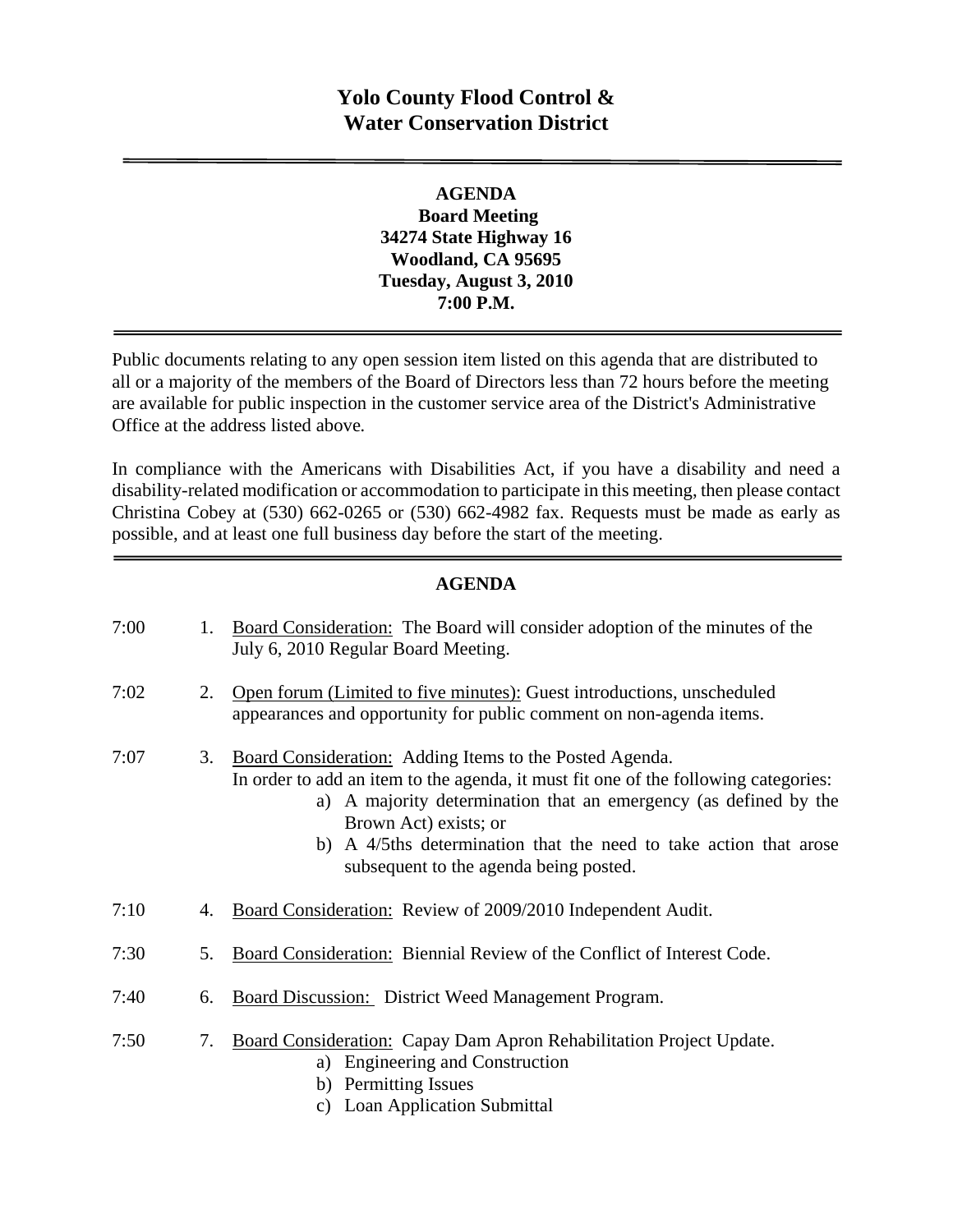# Yolo County Flood Control & Water Conservation District

**AGENDA**
**Board Meeting**
**34274 State Highway 16**
**Woodland, CA 95695**
**Tuesday, August 3, 2010**
**7:00 P.M.**

Public documents relating to any open session item listed on this agenda that are distributed to all or a majority of the members of the Board of Directors less than 72 hours before the meeting are available for public inspection in the customer service area of the District's Administrative Office at the address listed above.

In compliance with the Americans with Disabilities Act, if you have a disability and need a disability-related modification or accommodation to participate in this meeting, then please contact Christina Cobey at (530) 662-0265 or (530) 662-4982 fax. Requests must be made as early as possible, and at least one full business day before the start of the meeting.

## AGENDA

7:00 1. Board Consideration: The Board will consider adoption of the minutes of the July 6, 2010 Regular Board Meeting.

7:02 2. Open forum (Limited to five minutes): Guest introductions, unscheduled appearances and opportunity for public comment on non-agenda items.

7:07 3. Board Consideration: Adding Items to the Posted Agenda.
In order to add an item to the agenda, it must fit one of the following categories:
   a) A majority determination that an emergency (as defined by the Brown Act) exists; or
   b) A 4/5ths determination that the need to take action that arose subsequent to the agenda being posted.

7:10 4. Board Consideration: Review of 2009/2010 Independent Audit.

7:30 5. Board Consideration: Biennial Review of the Conflict of Interest Code.

7:40 6. Board Discussion: District Weed Management Program.

7:50 7. Board Consideration: Capay Dam Apron Rehabilitation Project Update.
   a) Engineering and Construction
   b) Permitting Issues
   c) Loan Application Submittal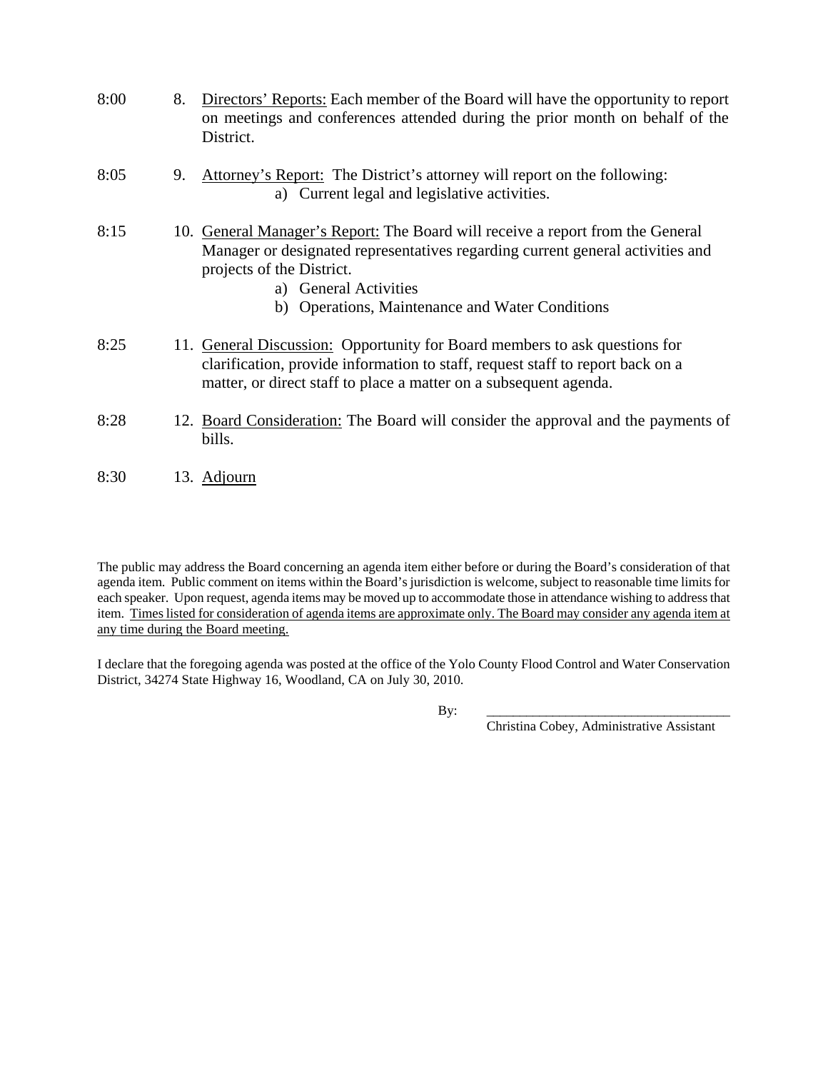8:00 8. Directors' Reports: Each member of the Board will have the opportunity to report on meetings and conferences attended during the prior month on behalf of the District.

8:05 9. Attorney's Report: The District's attorney will report on the following:

   a) Current legal and legislative activities.

8:15 10. General Manager's Report: The Board will receive a report from the General Manager or designated representatives regarding current general activities and projects of the District.

   a) General Activities
   b) Operations, Maintenance and Water Conditions

8:25 11. General Discussion: Opportunity for Board members to ask questions for clarification, provide information to staff, request staff to report back on a matter, or direct staff to place a matter on a subsequent agenda.

8:28 12. Board Consideration: The Board will consider the approval and the payments of bills.

8:30 13. Adjourn

The public may address the Board concerning an agenda item either before or during the Board's consideration of that agenda item. Public comment on items within the Board's jurisdiction is welcome, subject to reasonable time limits for each speaker. Upon request, agenda items may be moved up to accommodate those in attendance wishing to address that item. Times listed for consideration of agenda items are approximate only. The Board may consider any agenda item at any time during the Board meeting.

I declare that the foregoing agenda was posted at the office of the Yolo County Flood Control and Water Conservation District, 34274 State Highway 16, Woodland, CA on July 30, 2010.

By: ____________________________________

Christina Cobey, Administrative Assistant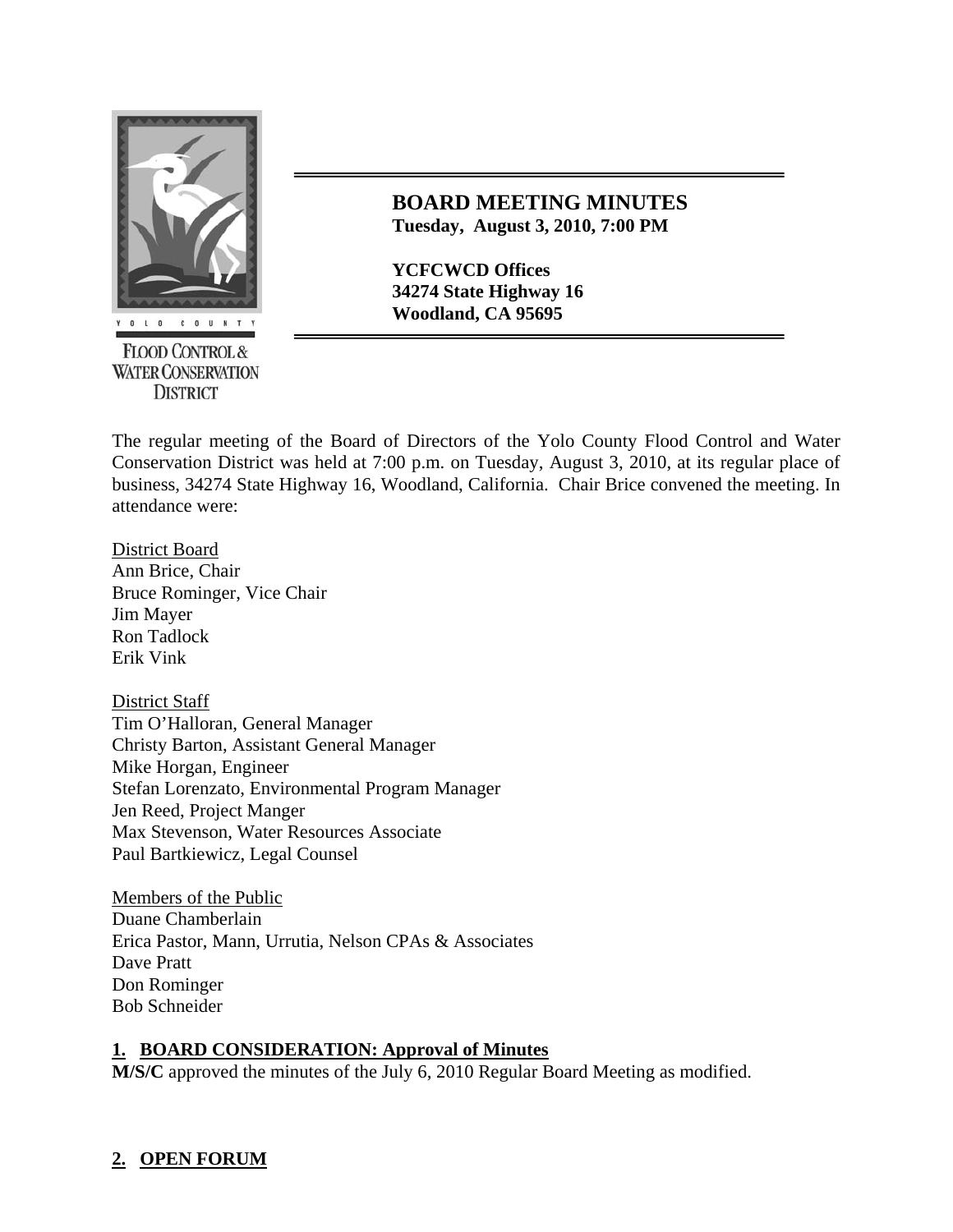# BOARD MEETING MINUTES

**Tuesday, August 3, 2010, 7:00 PM**

**YCFCWCD Offices**
**34274 State Highway 16**
**Woodland, CA 95695**

YOLO COUNTY
FLOOD CONTROL & WATER CONSERVATION DISTRICT

The regular meeting of the Board of Directors of the Yolo County Flood Control and Water Conservation District was held at 7:00 p.m. on Tuesday, August 3, 2010, at its regular place of business, 34274 State Highway 16, Woodland, California. Chair Brice convened the meeting. In attendance were:

District Board
Ann Brice, Chair
Bruce Rominger, Vice Chair
Jim Mayer
Ron Tadlock
Erik Vink

District Staff
Tim O'Halloran, General Manager
Christy Barton, Assistant General Manager
Mike Horgan, Engineer
Stefan Lorenzato, Environmental Program Manager
Jen Reed, Project Manger
Max Stevenson, Water Resources Associate
Paul Bartkiewicz, Legal Counsel

Members of the Public
Duane Chamberlain
Erica Pastor, Mann, Urrutia, Nelson CPAs & Associates
Dave Pratt
Don Rominger
Bob Schneider

## 1. BOARD CONSIDERATION: Approval of Minutes

**M/S/C** approved the minutes of the July 6, 2010 Regular Board Meeting as modified.

## 2. OPEN FORUM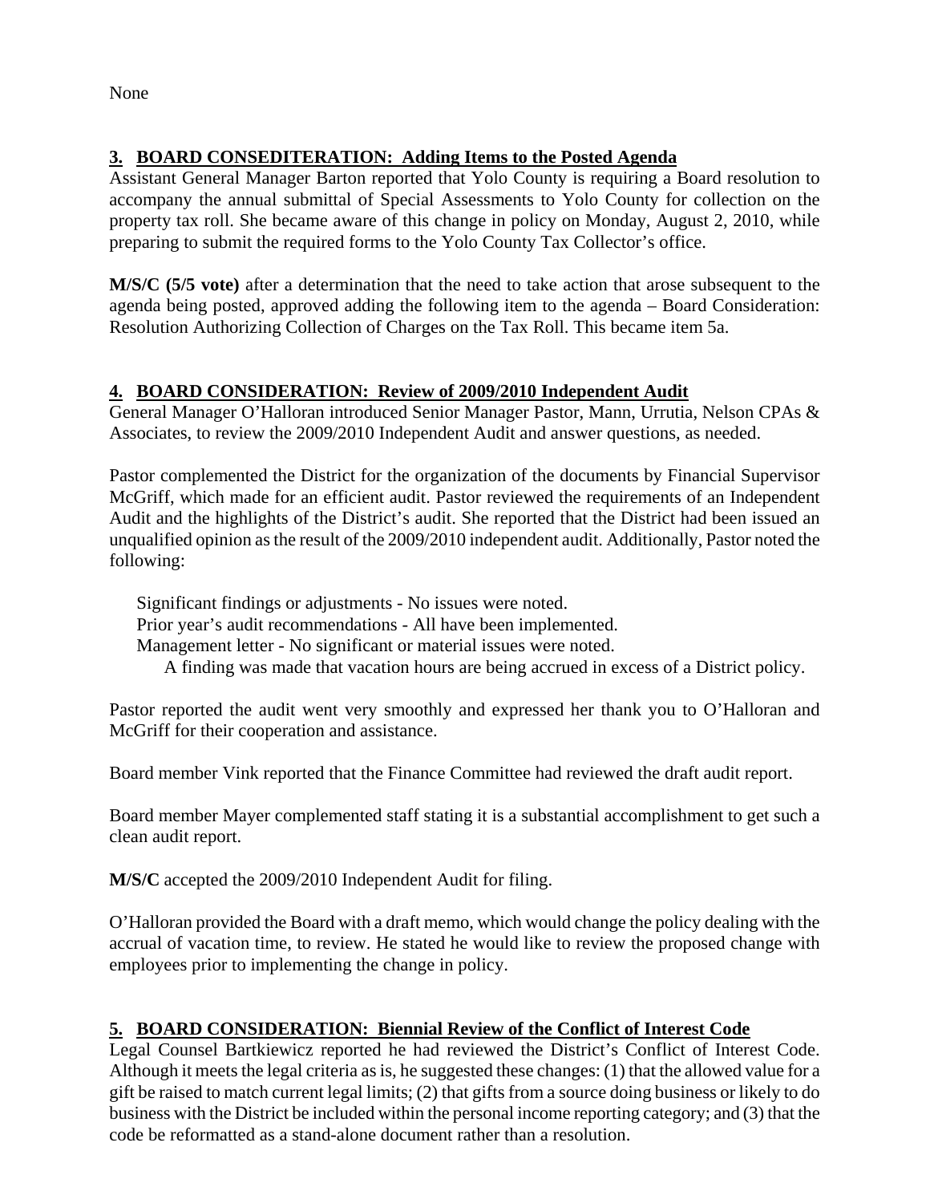None

## 3. BOARD CONSEDITERATION: Adding Items to the Posted Agenda

Assistant General Manager Barton reported that Yolo County is requiring a Board resolution to accompany the annual submittal of Special Assessments to Yolo County for collection on the property tax roll. She became aware of this change in policy on Monday, August 2, 2010, while preparing to submit the required forms to the Yolo County Tax Collector's office.

**M/S/C (5/5 vote)** after a determination that the need to take action that arose subsequent to the agenda being posted, approved adding the following item to the agenda – Board Consideration: Resolution Authorizing Collection of Charges on the Tax Roll. This became item 5a.

## 4. BOARD CONSIDERATION: Review of 2009/2010 Independent Audit

General Manager O'Halloran introduced Senior Manager Pastor, Mann, Urrutia, Nelson CPAs & Associates, to review the 2009/2010 Independent Audit and answer questions, as needed.

Pastor complemented the District for the organization of the documents by Financial Supervisor McGriff, which made for an efficient audit. Pastor reviewed the requirements of an Independent Audit and the highlights of the District's audit. She reported that the District had been issued an unqualified opinion as the result of the 2009/2010 independent audit. Additionally, Pastor noted the following:

Significant findings or adjustments - No issues were noted.
Prior year's audit recommendations - All have been implemented.
Management letter - No significant or material issues were noted.
A finding was made that vacation hours are being accrued in excess of a District policy.

Pastor reported the audit went very smoothly and expressed her thank you to O'Halloran and McGriff for their cooperation and assistance.

Board member Vink reported that the Finance Committee had reviewed the draft audit report.

Board member Mayer complemented staff stating it is a substantial accomplishment to get such a clean audit report.

**M/S/C** accepted the 2009/2010 Independent Audit for filing.

O'Halloran provided the Board with a draft memo, which would change the policy dealing with the accrual of vacation time, to review. He stated he would like to review the proposed change with employees prior to implementing the change in policy.

## 5. BOARD CONSIDERATION: Biennial Review of the Conflict of Interest Code

Legal Counsel Bartkiewicz reported he had reviewed the District's Conflict of Interest Code. Although it meets the legal criteria as is, he suggested these changes: (1) that the allowed value for a gift be raised to match current legal limits; (2) that gifts from a source doing business or likely to do business with the District be included within the personal income reporting category; and (3) that the code be reformatted as a stand-alone document rather than a resolution.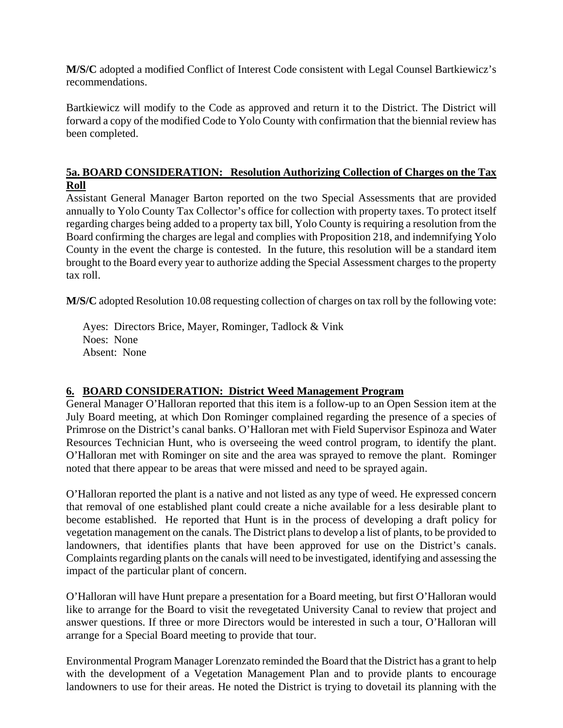**M/S/C** adopted a modified Conflict of Interest Code consistent with Legal Counsel Bartkiewicz's recommendations.

Bartkiewicz will modify to the Code as approved and return it to the District. The District will forward a copy of the modified Code to Yolo County with confirmation that the biennial review has been completed.

## 5a. BOARD CONSIDERATION: Resolution Authorizing Collection of Charges on the Tax Roll

Assistant General Manager Barton reported on the two Special Assessments that are provided annually to Yolo County Tax Collector's office for collection with property taxes. To protect itself regarding charges being added to a property tax bill, Yolo County is requiring a resolution from the Board confirming the charges are legal and complies with Proposition 218, and indemnifying Yolo County in the event the charge is contested. In the future, this resolution will be a standard item brought to the Board every year to authorize adding the Special Assessment charges to the property tax roll.

**M/S/C** adopted Resolution 10.08 requesting collection of charges on tax roll by the following vote:

Ayes: Directors Brice, Mayer, Rominger, Tadlock & Vink
Noes: None
Absent: None

## 6. BOARD CONSIDERATION: District Weed Management Program

General Manager O'Halloran reported that this item is a follow-up to an Open Session item at the July Board meeting, at which Don Rominger complained regarding the presence of a species of Primrose on the District's canal banks. O'Halloran met with Field Supervisor Espinoza and Water Resources Technician Hunt, who is overseeing the weed control program, to identify the plant. O'Halloran met with Rominger on site and the area was sprayed to remove the plant. Rominger noted that there appear to be areas that were missed and need to be sprayed again.

O'Halloran reported the plant is a native and not listed as any type of weed. He expressed concern that removal of one established plant could create a niche available for a less desirable plant to become established. He reported that Hunt is in the process of developing a draft policy for vegetation management on the canals. The District plans to develop a list of plants, to be provided to landowners, that identifies plants that have been approved for use on the District's canals. Complaints regarding plants on the canals will need to be investigated, identifying and assessing the impact of the particular plant of concern.

O'Halloran will have Hunt prepare a presentation for a Board meeting, but first O'Halloran would like to arrange for the Board to visit the revegetated University Canal to review that project and answer questions. If three or more Directors would be interested in such a tour, O'Halloran will arrange for a Special Board meeting to provide that tour.

Environmental Program Manager Lorenzato reminded the Board that the District has a grant to help with the development of a Vegetation Management Plan and to provide plants to encourage landowners to use for their areas. He noted the District is trying to dovetail its planning with the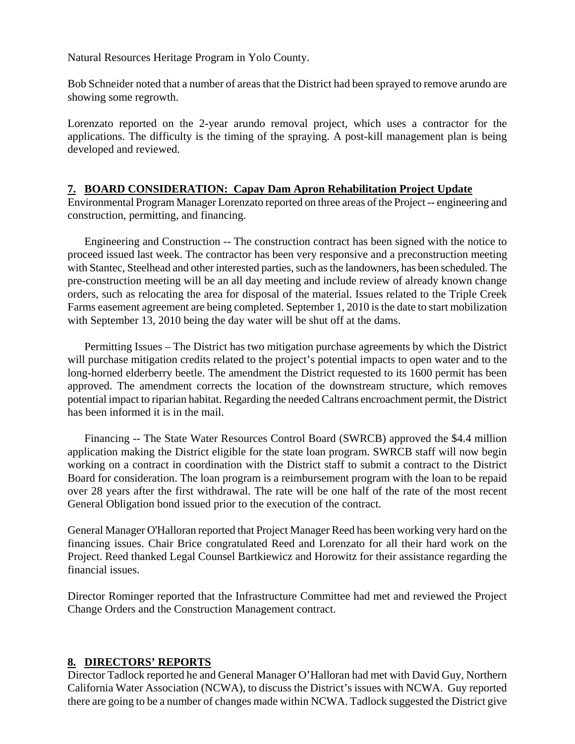Natural Resources Heritage Program in Yolo County.

Bob Schneider noted that a number of areas that the District had been sprayed to remove arundo are showing some regrowth.

Lorenzato reported on the 2-year arundo removal project, which uses a contractor for the applications. The difficulty is the timing of the spraying. A post-kill management plan is being developed and reviewed.

## 7. BOARD CONSIDERATION: Capay Dam Apron Rehabilitation Project Update

Environmental Program Manager Lorenzato reported on three areas of the Project -- engineering and construction, permitting, and financing.

Engineering and Construction -- The construction contract has been signed with the notice to proceed issued last week. The contractor has been very responsive and a preconstruction meeting with Stantec, Steelhead and other interested parties, such as the landowners, has been scheduled. The pre-construction meeting will be an all day meeting and include review of already known change orders, such as relocating the area for disposal of the material. Issues related to the Triple Creek Farms easement agreement are being completed. September 1, 2010 is the date to start mobilization with September 13, 2010 being the day water will be shut off at the dams.

Permitting Issues – The District has two mitigation purchase agreements by which the District will purchase mitigation credits related to the project's potential impacts to open water and to the long-horned elderberry beetle. The amendment the District requested to its 1600 permit has been approved. The amendment corrects the location of the downstream structure, which removes potential impact to riparian habitat. Regarding the needed Caltrans encroachment permit, the District has been informed it is in the mail.

Financing -- The State Water Resources Control Board (SWRCB) approved the $4.4 million application making the District eligible for the state loan program. SWRCB staff will now begin working on a contract in coordination with the District staff to submit a contract to the District Board for consideration. The loan program is a reimbursement program with the loan to be repaid over 28 years after the first withdrawal. The rate will be one half of the rate of the most recent General Obligation bond issued prior to the execution of the contract.

General Manager O'Halloran reported that Project Manager Reed has been working very hard on the financing issues. Chair Brice congratulated Reed and Lorenzato for all their hard work on the Project. Reed thanked Legal Counsel Bartkiewicz and Horowitz for their assistance regarding the financial issues.

Director Rominger reported that the Infrastructure Committee had met and reviewed the Project Change Orders and the Construction Management contract.

## 8. DIRECTORS' REPORTS

Director Tadlock reported he and General Manager O'Halloran had met with David Guy, Northern California Water Association (NCWA), to discuss the District's issues with NCWA. Guy reported there are going to be a number of changes made within NCWA. Tadlock suggested the District give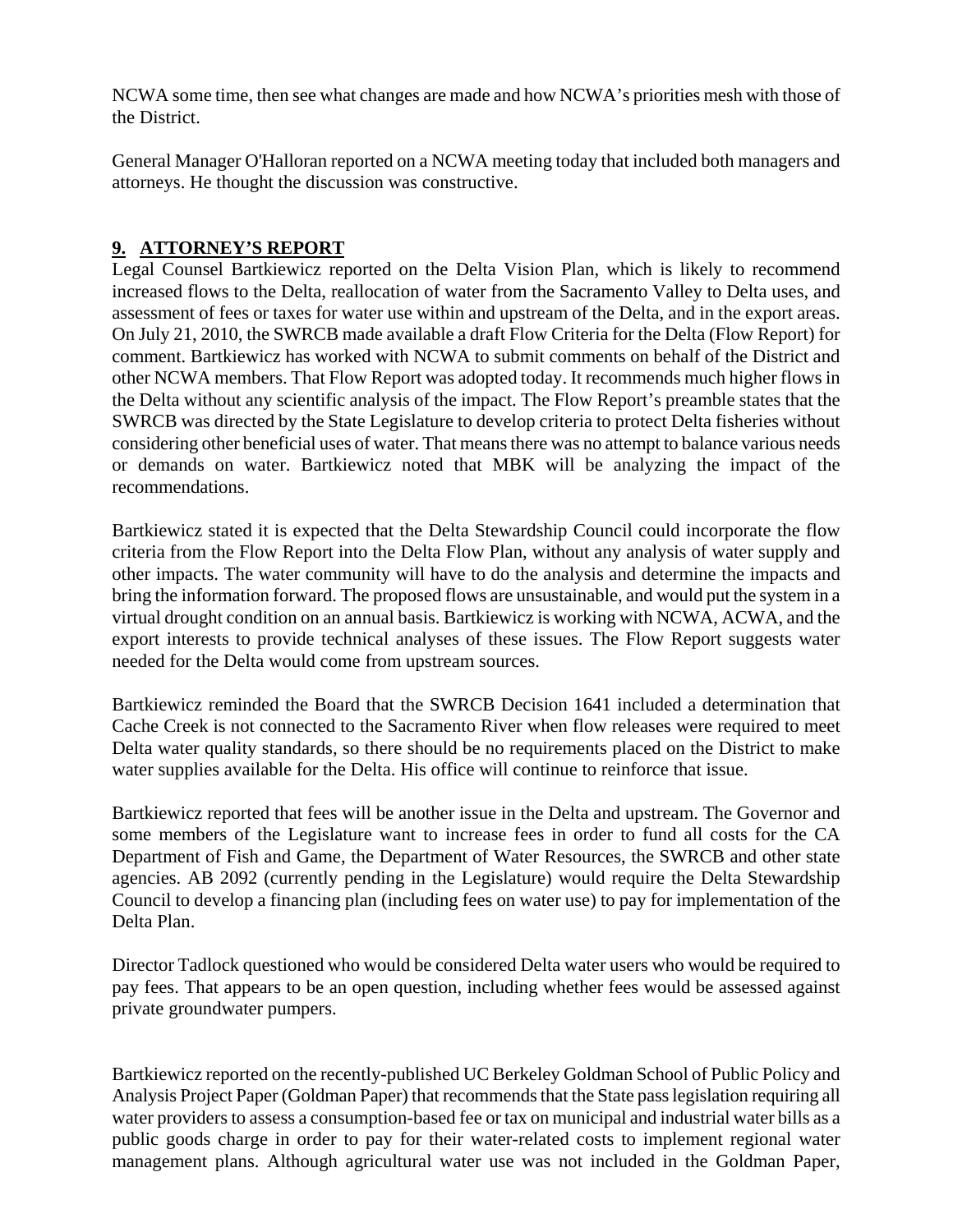NCWA some time, then see what changes are made and how NCWA's priorities mesh with those of the District.

General Manager O'Halloran reported on a NCWA meeting today that included both managers and attorneys. He thought the discussion was constructive.

## 9. ATTORNEY'S REPORT

Legal Counsel Bartkiewicz reported on the Delta Vision Plan, which is likely to recommend increased flows to the Delta, reallocation of water from the Sacramento Valley to Delta uses, and assessment of fees or taxes for water use within and upstream of the Delta, and in the export areas. On July 21, 2010, the SWRCB made available a draft Flow Criteria for the Delta (Flow Report) for comment. Bartkiewicz has worked with NCWA to submit comments on behalf of the District and other NCWA members. That Flow Report was adopted today. It recommends much higher flows in the Delta without any scientific analysis of the impact. The Flow Report's preamble states that the SWRCB was directed by the State Legislature to develop criteria to protect Delta fisheries without considering other beneficial uses of water. That means there was no attempt to balance various needs or demands on water. Bartkiewicz noted that MBK will be analyzing the impact of the recommendations.

Bartkiewicz stated it is expected that the Delta Stewardship Council could incorporate the flow criteria from the Flow Report into the Delta Flow Plan, without any analysis of water supply and other impacts. The water community will have to do the analysis and determine the impacts and bring the information forward. The proposed flows are unsustainable, and would put the system in a virtual drought condition on an annual basis. Bartkiewicz is working with NCWA, ACWA, and the export interests to provide technical analyses of these issues. The Flow Report suggests water needed for the Delta would come from upstream sources.

Bartkiewicz reminded the Board that the SWRCB Decision 1641 included a determination that Cache Creek is not connected to the Sacramento River when flow releases were required to meet Delta water quality standards, so there should be no requirements placed on the District to make water supplies available for the Delta. His office will continue to reinforce that issue.

Bartkiewicz reported that fees will be another issue in the Delta and upstream. The Governor and some members of the Legislature want to increase fees in order to fund all costs for the CA Department of Fish and Game, the Department of Water Resources, the SWRCB and other state agencies. AB 2092 (currently pending in the Legislature) would require the Delta Stewardship Council to develop a financing plan (including fees on water use) to pay for implementation of the Delta Plan.

Director Tadlock questioned who would be considered Delta water users who would be required to pay fees. That appears to be an open question, including whether fees would be assessed against private groundwater pumpers.

Bartkiewicz reported on the recently-published UC Berkeley Goldman School of Public Policy and Analysis Project Paper (Goldman Paper) that recommends that the State pass legislation requiring all water providers to assess a consumption-based fee or tax on municipal and industrial water bills as a public goods charge in order to pay for their water-related costs to implement regional water management plans. Although agricultural water use was not included in the Goldman Paper,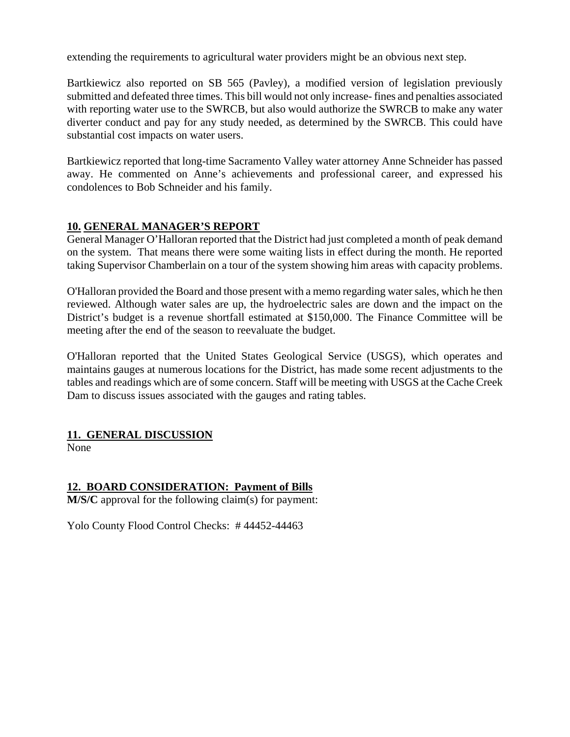extending the requirements to agricultural water providers might be an obvious next step.

Bartkiewicz also reported on SB 565 (Pavley), a modified version of legislation previously submitted and defeated three times. This bill would not only increase- fines and penalties associated with reporting water use to the SWRCB, but also would authorize the SWRCB to make any water diverter conduct and pay for any study needed, as determined by the SWRCB. This could have substantial cost impacts on water users.

Bartkiewicz reported that long-time Sacramento Valley water attorney Anne Schneider has passed away. He commented on Anne's achievements and professional career, and expressed his condolences to Bob Schneider and his family.

## 10. GENERAL MANAGER'S REPORT

General Manager O'Halloran reported that the District had just completed a month of peak demand on the system. That means there were some waiting lists in effect during the month. He reported taking Supervisor Chamberlain on a tour of the system showing him areas with capacity problems.

O'Halloran provided the Board and those present with a memo regarding water sales, which he then reviewed. Although water sales are up, the hydroelectric sales are down and the impact on the District's budget is a revenue shortfall estimated at $150,000. The Finance Committee will be meeting after the end of the season to reevaluate the budget.

O'Halloran reported that the United States Geological Service (USGS), which operates and maintains gauges at numerous locations for the District, has made some recent adjustments to the tables and readings which are of some concern. Staff will be meeting with USGS at the Cache Creek Dam to discuss issues associated with the gauges and rating tables.

## 11. GENERAL DISCUSSION

None

## 12. BOARD CONSIDERATION: Payment of Bills

**M/S/C** approval for the following claim(s) for payment:

Yolo County Flood Control Checks: # 44452-44463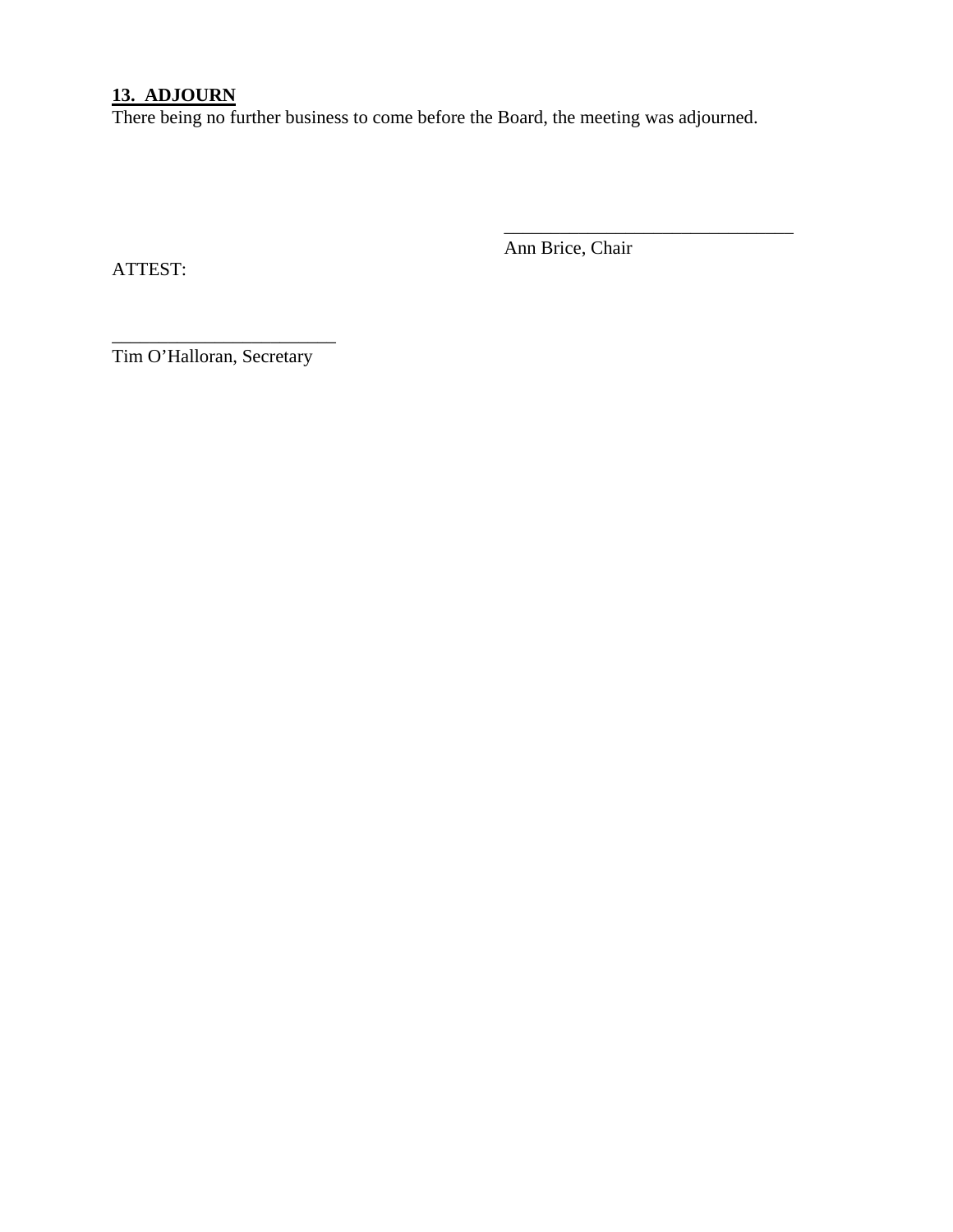**13. ADJOURN**

There being no further business to come before the Board, the meeting was adjourned.

\_\_\_\_\_\_\_\_\_\_\_\_\_\_\_\_\_\_\_\_\_\_\_\_\_\_\_\_\_\_\_\_

Ann Brice, Chair

ATTEST:

\_\_\_\_\_\_\_\_\_\_\_\_\_\_\_\_\_\_\_\_\_\_\_\_

Tim O'Halloran, Secretary